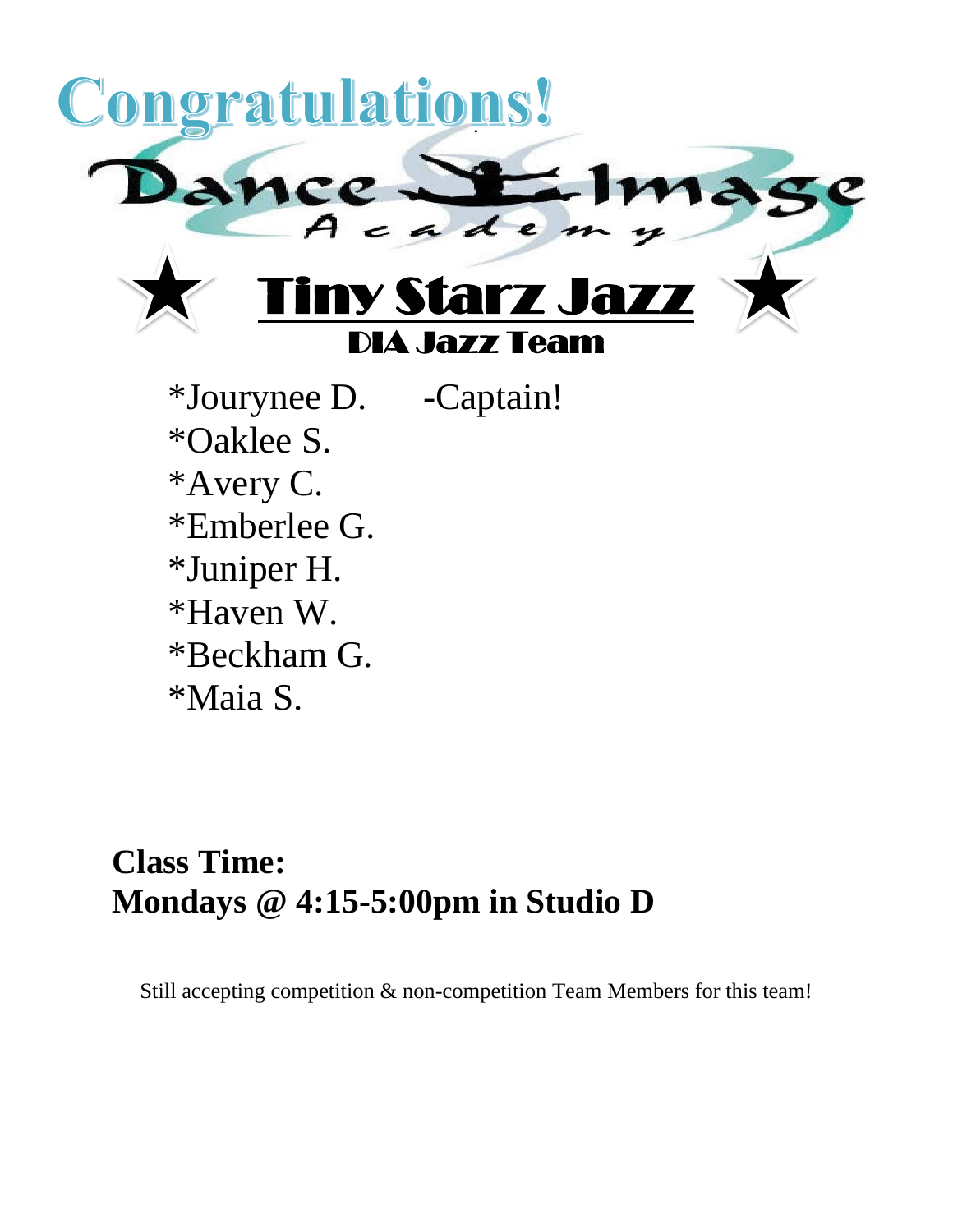# Congratulations!

Dance Image Academy

## ★ Tiny Starz Jazz ★

### DIA Jazz Team

*Jourynee D. -Captain!
*Oaklee S.
*Avery C.
*Emberlee G.
*Juniper H.
*Haven W.
*Beckham G.
*Maia S.

**Class Time:**
**Mondays @ 4:15-5:00pm in Studio D**

Still accepting competition & non-competition Team Members for this team!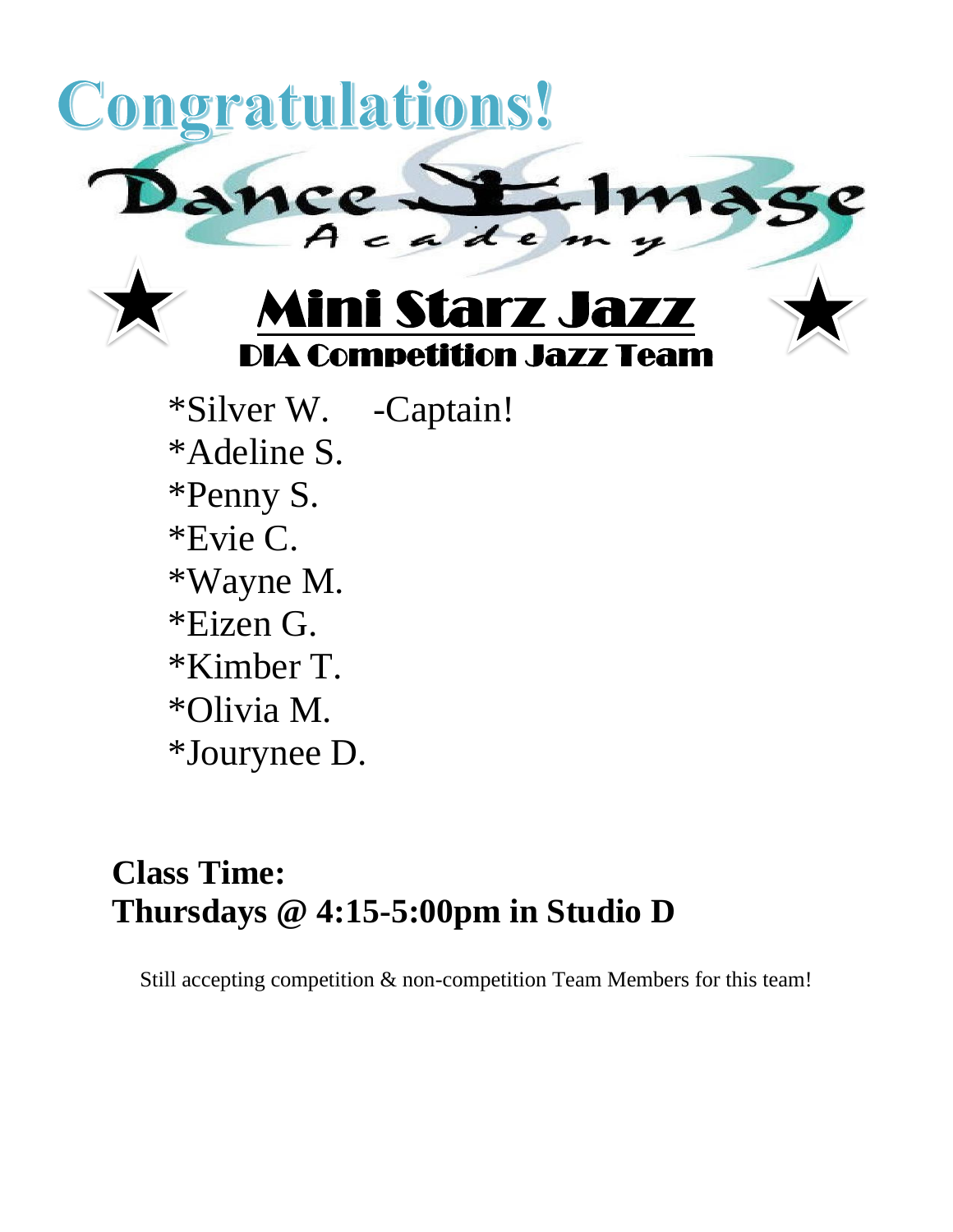# Congratulations!

Dance Image Academy

## ★ Mini Starz Jazz ★

### DIA Competition Jazz Team

*Silver W. -Captain!
*Adeline S.
*Penny S.
*Evie C.
*Wayne M.
*Eizen G.
*Kimber T.
*Olivia M.
*Jourynee D.

**Class Time:**
**Thursdays @ 4:15-5:00pm in Studio D**

Still accepting competition & non-competition Team Members for this team!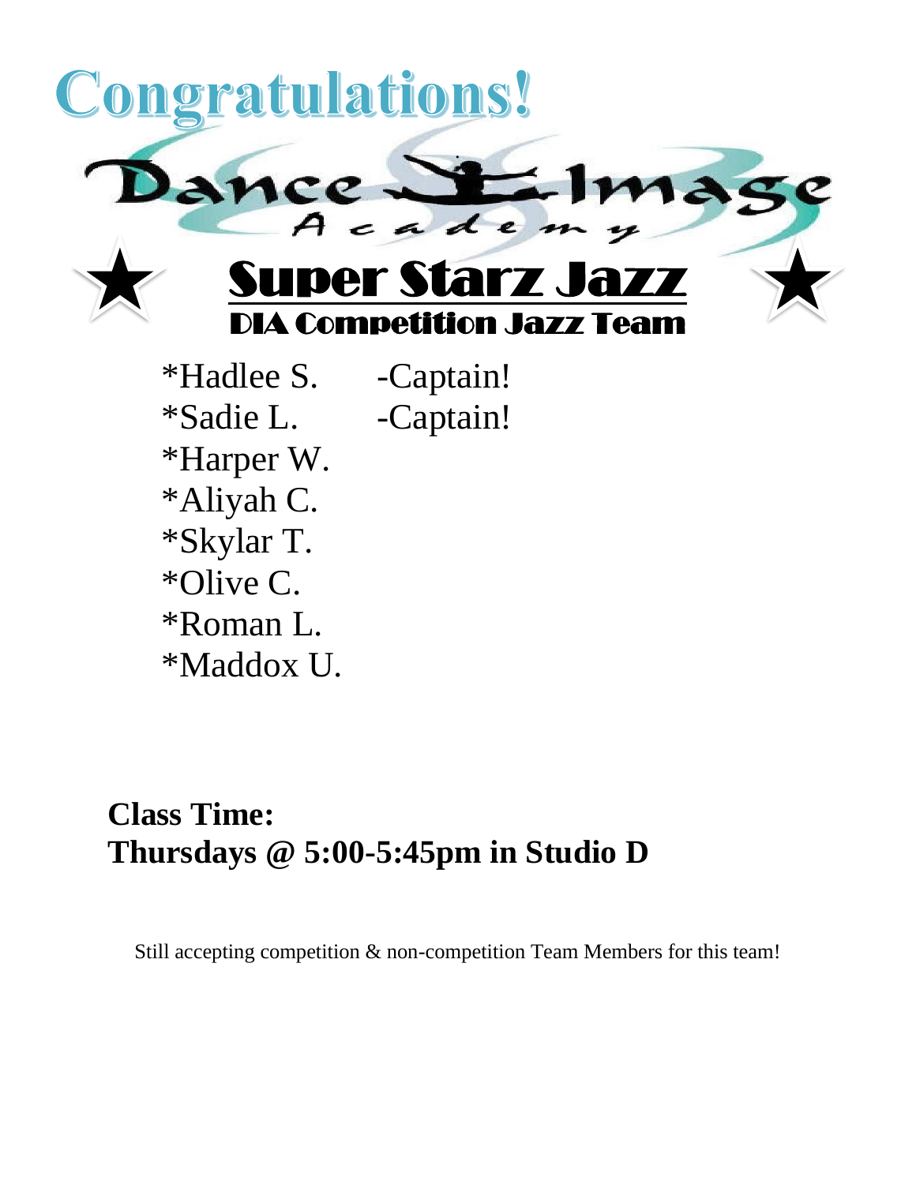# Congratulations!

Dance Image Academy

## Super Starz Jazz

### DIA Competition Jazz Team

*Hadlee S. -Captain!
*Sadie L. -Captain!
*Harper W.
*Aliyah C.
*Skylar T.
*Olive C.
*Roman L.
*Maddox U.

**Class Time:**
**Thursdays @ 5:00-5:45pm in Studio D**

Still accepting competition & non-competition Team Members for this team!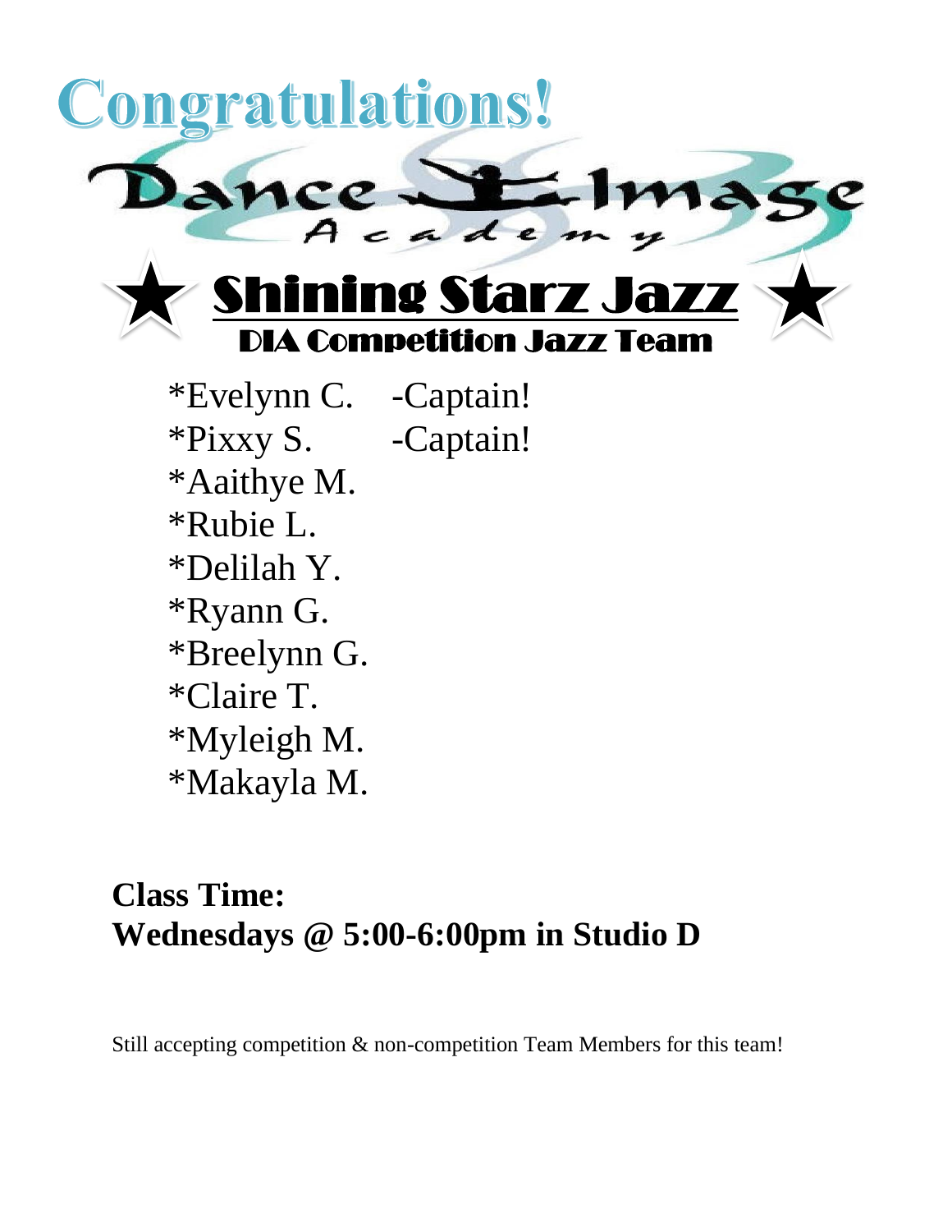# Congratulations!

Dance Image Academy

## ★ Shining Starz Jazz ★

### DIA Competition Jazz Team

*Evelynn C. -Captain!
*Pixxy S. -Captain!
*Aaithye M.
*Rubie L.
*Delilah Y.
*Ryann G.
*Breelynn G.
*Claire T.
*Myleigh M.
*Makayla M.

**Class Time:**
**Wednesdays @ 5:00-6:00pm in Studio D**

Still accepting competition & non-competition Team Members for this team!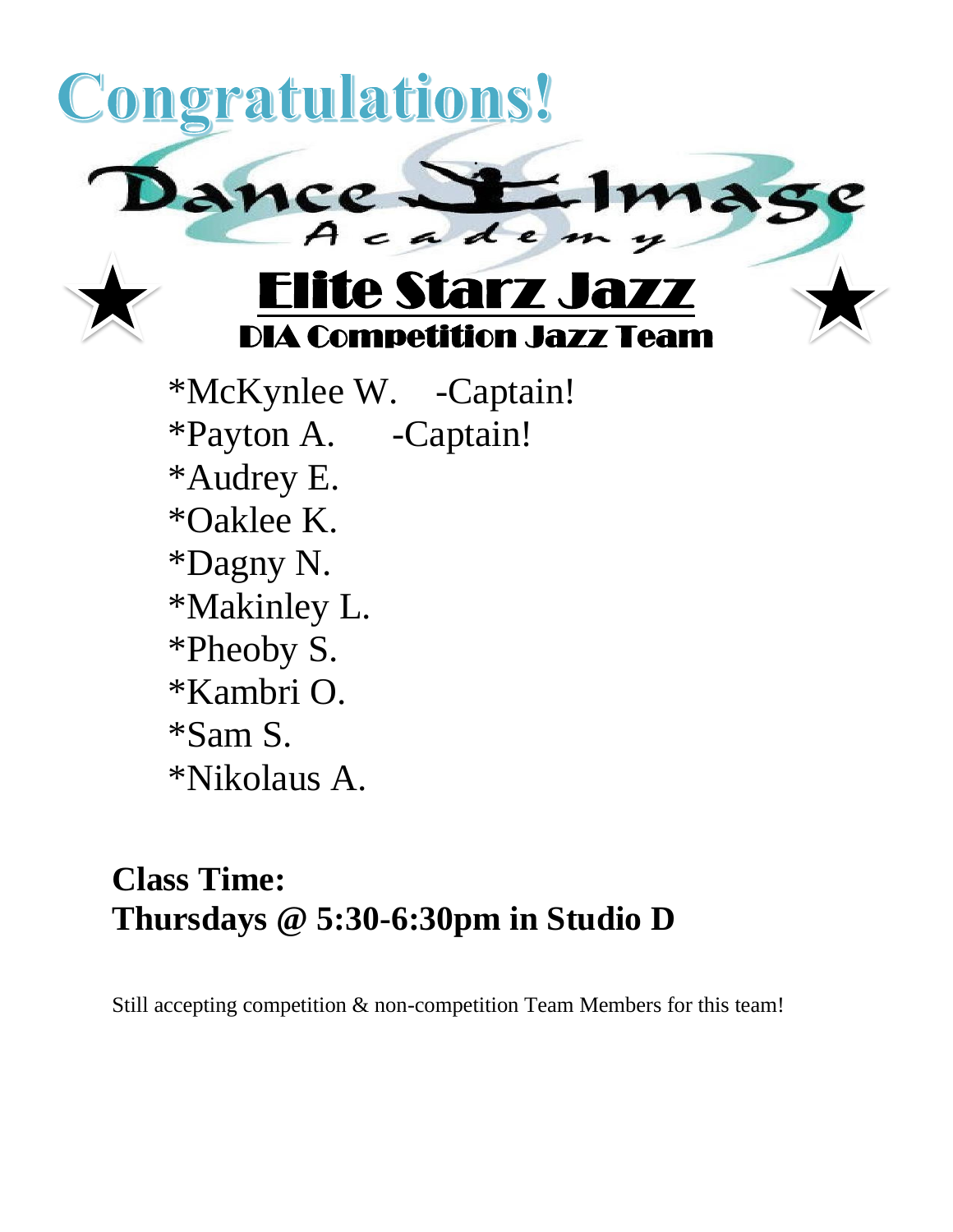# Congratulations!

Dance Image Academy

## Elite Starz Jazz

### DIA Competition Jazz Team

*McKynlee W. -Captain!
*Payton A. -Captain!
*Audrey E.
*Oaklee K.
*Dagny N.
*Makinley L.
*Pheoby S.
*Kambri O.
*Sam S.
*Nikolaus A.

**Class Time:**
**Thursdays @ 5:30-6:30pm in Studio D**

Still accepting competition & non-competition Team Members for this team!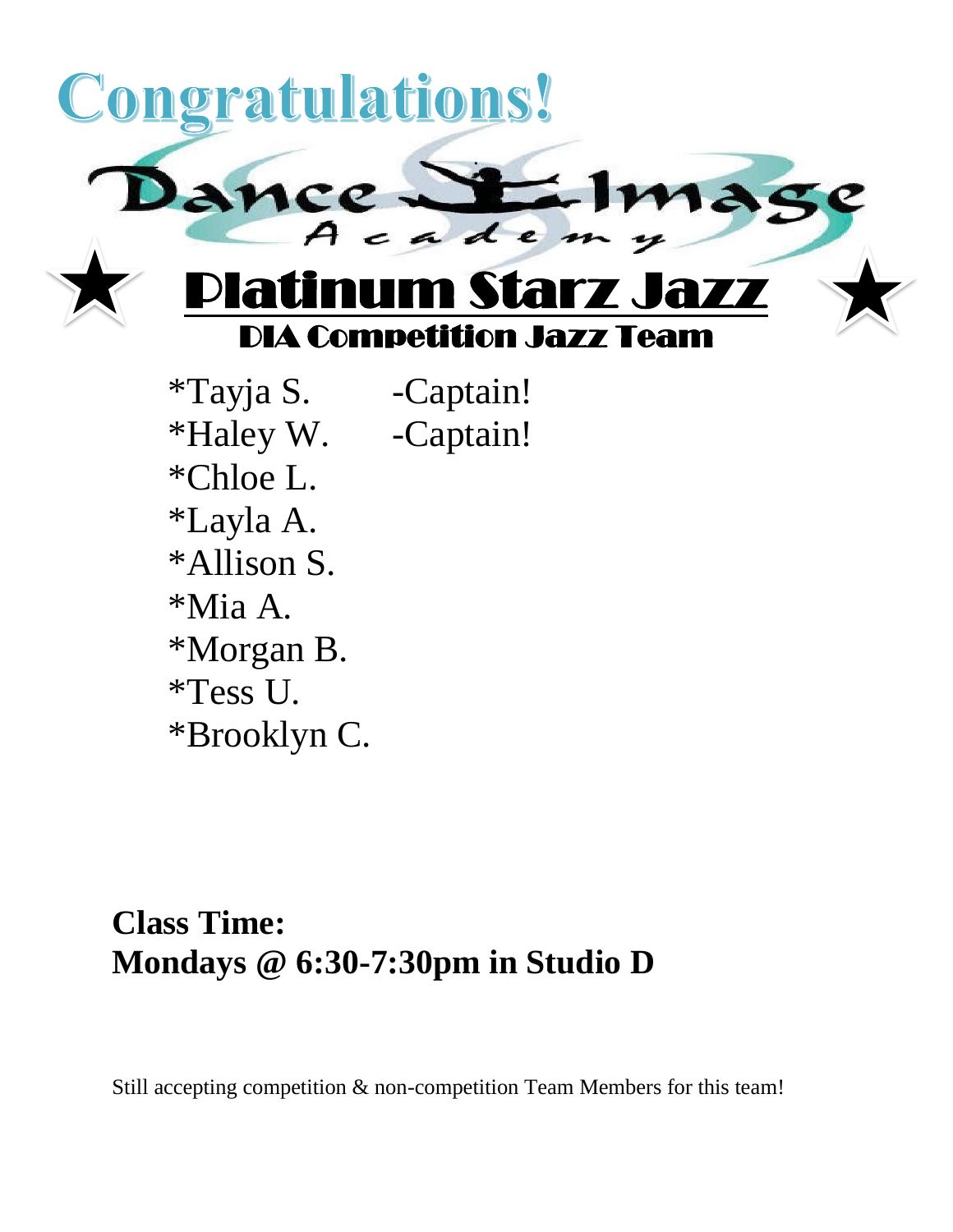# Congratulations!

Dance Image Academy

## Platinum Starz Jazz

### DIA Competition Jazz Team

*Tayja S. -Captain!
*Haley W. -Captain!
*Chloe L.
*Layla A.
*Allison S.
*Mia A.
*Morgan B.
*Tess U.
*Brooklyn C.

**Class Time:**
**Mondays @ 6:30-7:30pm in Studio D**

Still accepting competition & non-competition Team Members for this team!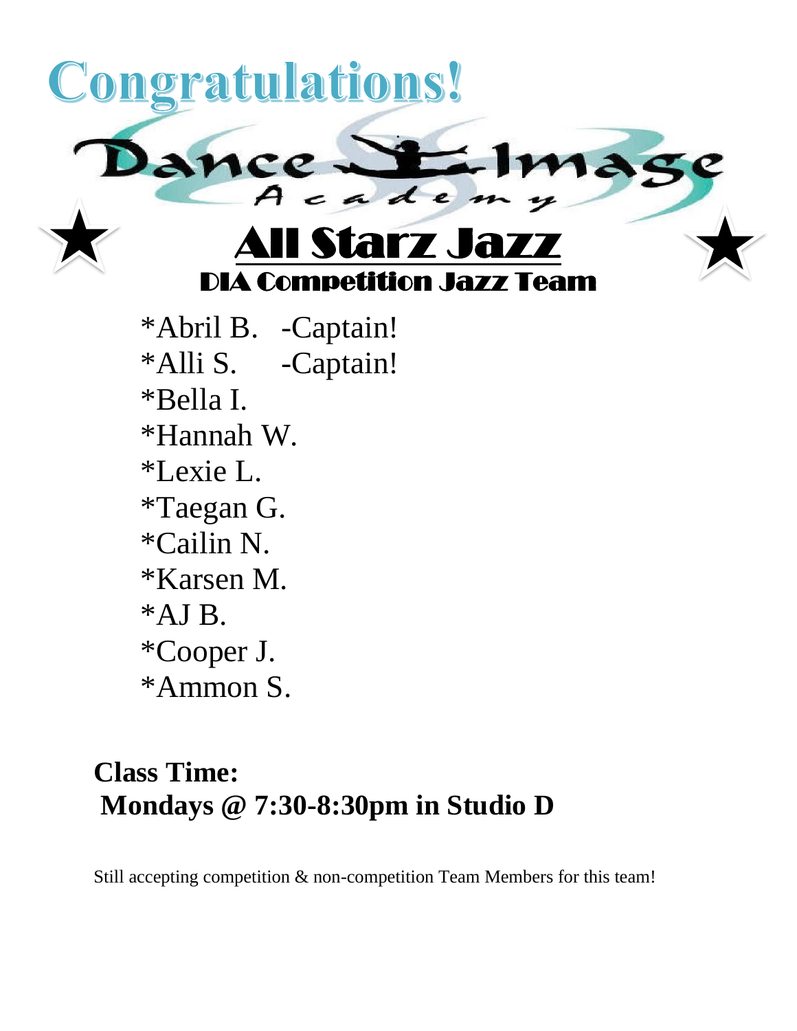# Congratulations!

Dance Image Academy

## All Starz Jazz

### DIA Competition Jazz Team

*Abril B. -Captain!
*Alli S. -Captain!
*Bella I.
*Hannah W.
*Lexie L.
*Taegan G.
*Cailin N.
*Karsen M.
*AJ B.
*Cooper J.
*Ammon S.

**Class Time:**
**Mondays @ 7:30-8:30pm in Studio D**

Still accepting competition & non-competition Team Members for this team!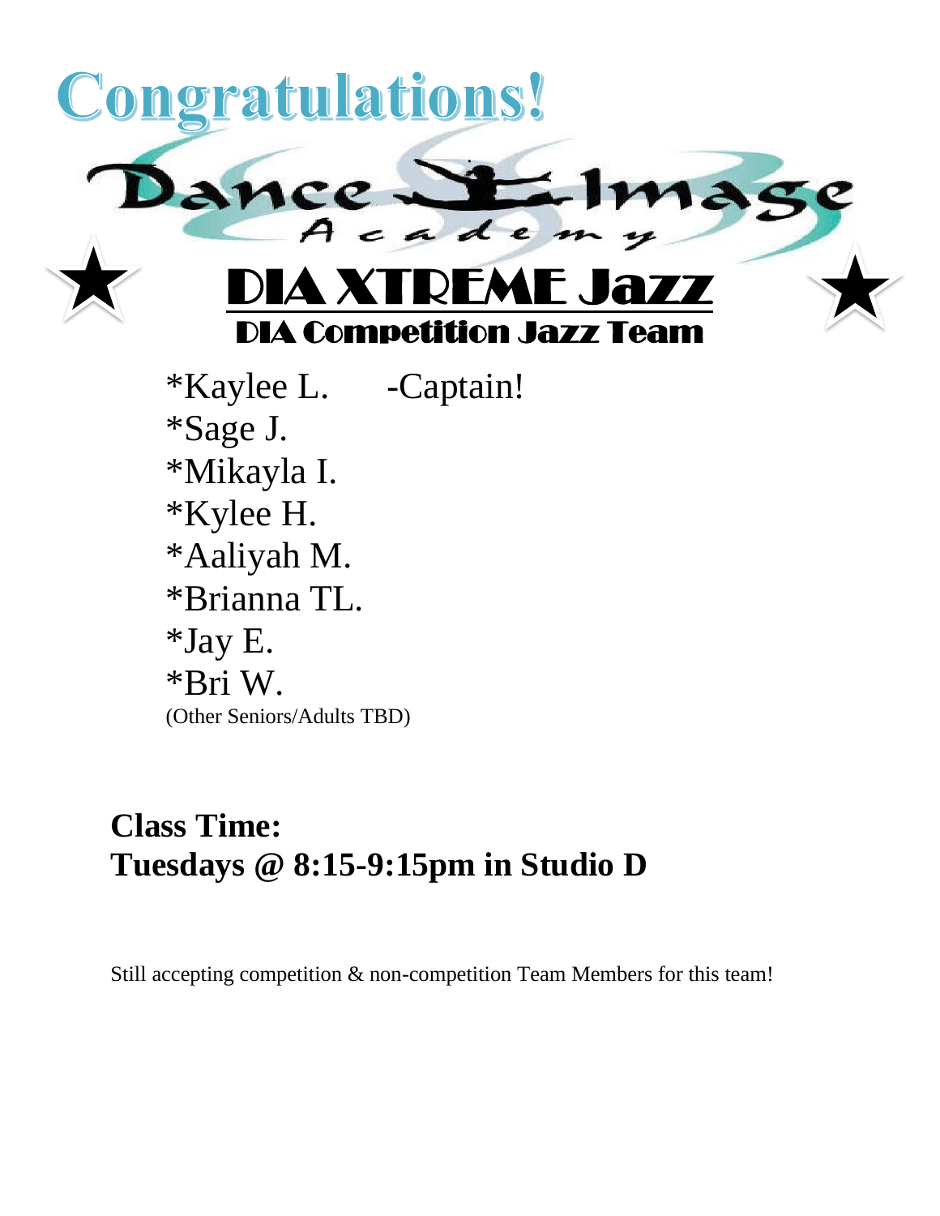# Congratulations!

Dance Image Academy

## DIA XTREME Jazz

### DIA Competition Jazz Team

*Kaylee L. -Captain!
*Sage J.
*Mikayla I.
*Kylee H.
*Aaliyah M.
*Brianna TL.
*Jay E.
*Bri W.
(Other Seniors/Adults TBD)

**Class Time:**
**Tuesdays @ 8:15-9:15pm in Studio D**

Still accepting competition & non-competition Team Members for this team!